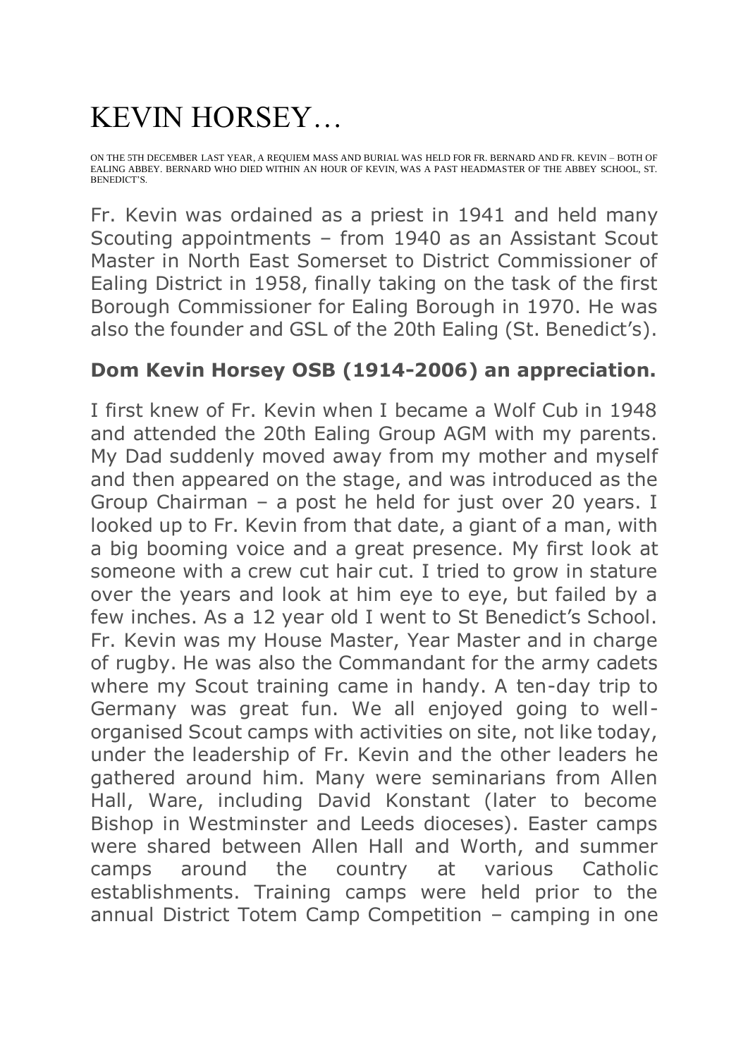# KEVIN HORSEY…

ON THE 5TH DECEMBER LAST YEAR, A REQUIEM MASS AND BURIAL WAS HELD FOR FR. BERNARD AND FR. KEVIN – BOTH OF EALING ABBEY. BERNARD WHO DIED WITHIN AN HOUR OF KEVIN, WAS A PAST HEADMASTER OF THE ABBEY SCHOOL, ST. BENEDICT'S.

Fr. Kevin was ordained as a priest in 1941 and held many Scouting appointments – from 1940 as an Assistant Scout Master in North East Somerset to District Commissioner of Ealing District in 1958, finally taking on the task of the first Borough Commissioner for Ealing Borough in 1970. He was also the founder and GSL of the 20th Ealing (St. Benedict's).

**Dom Kevin Horsey OSB (1914-2006) an appreciation.**

I first knew of Fr. Kevin when I became a Wolf Cub in 1948 and attended the 20th Ealing Group AGM with my parents. My Dad suddenly moved away from my mother and myself and then appeared on the stage, and was introduced as the Group Chairman – a post he held for just over 20 years. I looked up to Fr. Kevin from that date, a giant of a man, with a big booming voice and a great presence. My first look at someone with a crew cut hair cut. I tried to grow in stature over the years and look at him eye to eye, but failed by a few inches. As a 12 year old I went to St Benedict's School. Fr. Kevin was my House Master, Year Master and in charge of rugby. He was also the Commandant for the army cadets where my Scout training came in handy. A ten-day trip to Germany was great fun. We all enjoyed going to well-organised Scout camps with activities on site, not like today, under the leadership of Fr. Kevin and the other leaders he gathered around him. Many were seminarians from Allen Hall, Ware, including David Konstant (later to become Bishop in Westminster and Leeds dioceses). Easter camps were shared between Allen Hall and Worth, and summer camps around the country at various Catholic establishments. Training camps were held prior to the annual District Totem Camp Competition – camping in one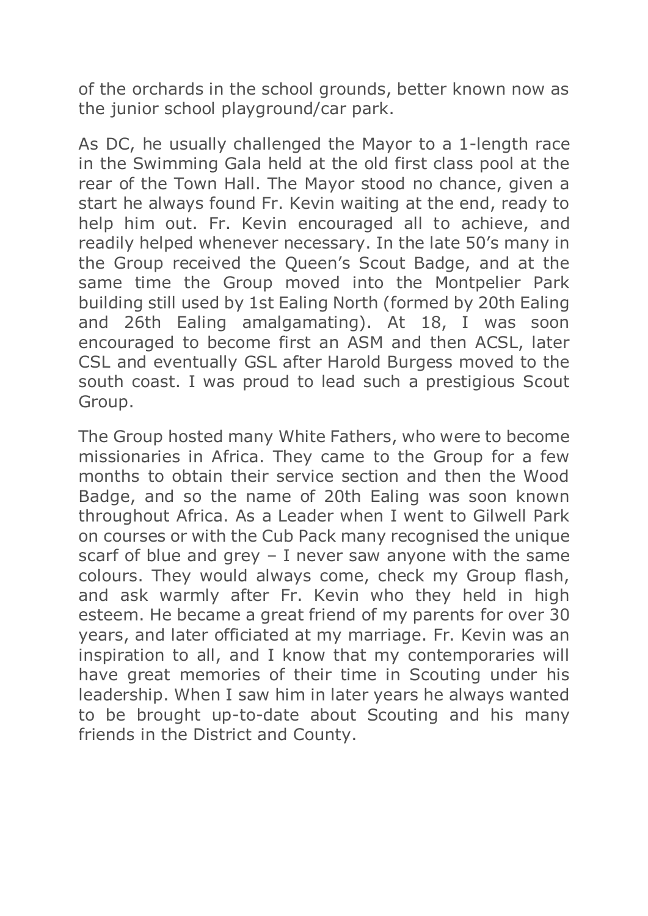of the orchards in the school grounds, better known now as the junior school playground/car park.

As DC, he usually challenged the Mayor to a 1-length race in the Swimming Gala held at the old first class pool at the rear of the Town Hall. The Mayor stood no chance, given a start he always found Fr. Kevin waiting at the end, ready to help him out. Fr. Kevin encouraged all to achieve, and readily helped whenever necessary. In the late 50's many in the Group received the Queen's Scout Badge, and at the same time the Group moved into the Montpelier Park building still used by 1st Ealing North (formed by 20th Ealing and 26th Ealing amalgamating). At 18, I was soon encouraged to become first an ASM and then ACSL, later CSL and eventually GSL after Harold Burgess moved to the south coast. I was proud to lead such a prestigious Scout Group.

The Group hosted many White Fathers, who were to become missionaries in Africa. They came to the Group for a few months to obtain their service section and then the Wood Badge, and so the name of 20th Ealing was soon known throughout Africa. As a Leader when I went to Gilwell Park on courses or with the Cub Pack many recognised the unique scarf of blue and grey – I never saw anyone with the same colours. They would always come, check my Group flash, and ask warmly after Fr. Kevin who they held in high esteem. He became a great friend of my parents for over 30 years, and later officiated at my marriage. Fr. Kevin was an inspiration to all, and I know that my contemporaries will have great memories of their time in Scouting under his leadership. When I saw him in later years he always wanted to be brought up-to-date about Scouting and his many friends in the District and County.